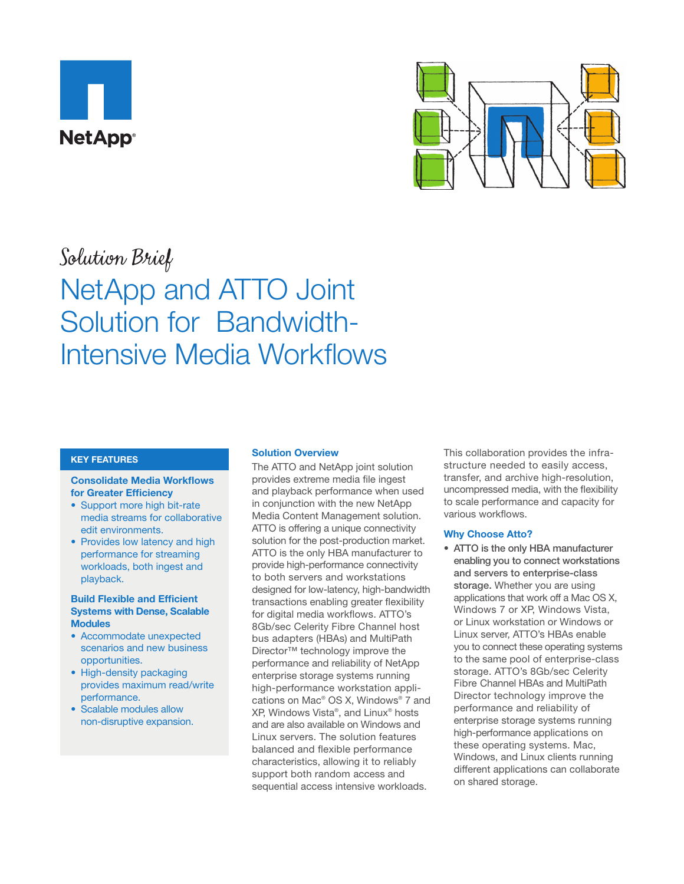NetApp®

*Solution Brief*

# NetApp and ATTO Joint Solution for Bandwidth-Intensive Media Workflows

## KEY FEATURES

### Consolidate Media Workflows for Greater Efficiency

- Support more high bit-rate media streams for collaborative edit environments.
- Provides low latency and high performance for streaming workloads, both ingest and playback.

### Build Flexible and Efficient Systems with Dense, Scalable Modules

- Accommodate unexpected scenarios and new business opportunities.
- High-density packaging provides maximum read/write performance.
- Scalable modules allow non-disruptive expansion.

## Solution Overview

The ATTO and NetApp joint solution provides extreme media file ingest and playback performance when used in conjunction with the new NetApp Media Content Management solution. ATTO is offering a unique connectivity solution for the post-production market. ATTO is the only HBA manufacturer to provide high-performance connectivity to both servers and workstations designed for low-latency, high-bandwidth transactions enabling greater flexibility for digital media workflows. ATTO's 8Gb/sec Celerity Fibre Channel host bus adapters (HBAs) and MultiPath Director™ technology improve the performance and reliability of NetApp enterprise storage systems running high-performance workstation applications on Mac® OS X, Windows® 7 and XP, Windows Vista®, and Linux® hosts and are also available on Windows and Linux servers. The solution features balanced and flexible performance characteristics, allowing it to reliably support both random access and sequential access intensive workloads.

This collaboration provides the infrastructure needed to easily access, transfer, and archive high-resolution, uncompressed media, with the flexibility to scale performance and capacity for various workflows.

## Why Choose Atto?

- **ATTO is the only HBA manufacturer enabling you to connect workstations and servers to enterprise-class storage.** Whether you are using applications that work off a Mac OS X, Windows 7 or XP, Windows Vista, or Linux workstation or Windows or Linux server, ATTO's HBAs enable you to connect these operating systems to the same pool of enterprise-class storage. ATTO's 8Gb/sec Celerity Fibre Channel HBAs and MultiPath Director technology improve the performance and reliability of enterprise storage systems running high-performance applications on these operating systems. Mac, Windows, and Linux clients running different applications can collaborate on shared storage.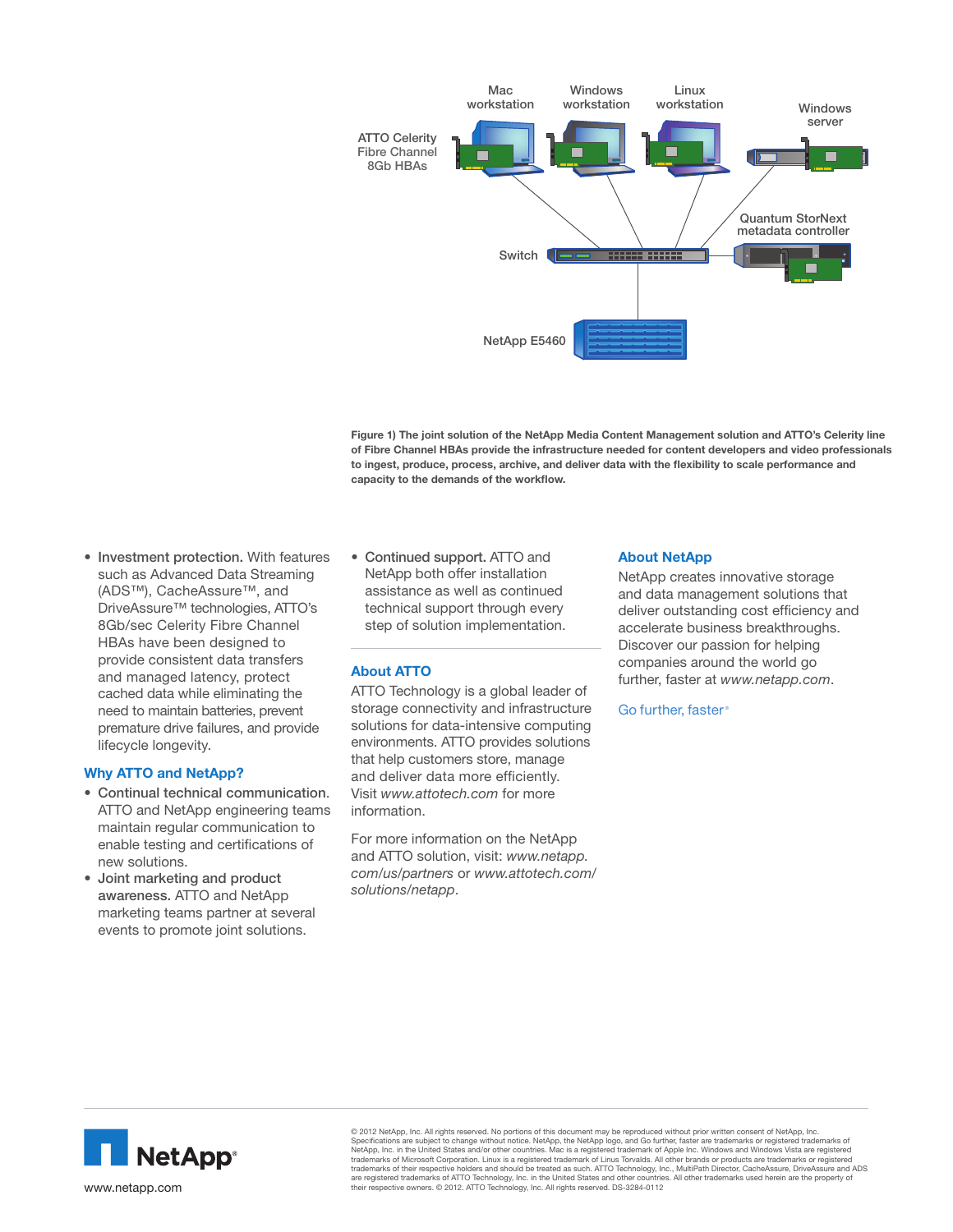Mac workstation

Windows workstation

Linux workstation

Windows server

ATTO Celerity Fibre Channel 8Gb HBAs

Quantum StorNext metadata controller

Switch

NetApp E5460

**Figure 1) The joint solution of the NetApp Media Content Management solution and ATTO's Celerity line of Fibre Channel HBAs provide the infrastructure needed for content developers and video professionals to ingest, produce, process, archive, and deliver data with the flexibility to scale performance and capacity to the demands of the workflow.**

- **Investment protection.** With features such as Advanced Data Streaming (ADS™), CacheAssure™, and DriveAssure™ technologies, ATTO's 8Gb/sec Celerity Fibre Channel HBAs have been designed to provide consistent data transfers and managed latency, protect cached data while eliminating the need to maintain batteries, prevent premature drive failures, and provide lifecycle longevity.

## Why ATTO and NetApp?

- **Continual technical communication.** ATTO and NetApp engineering teams maintain regular communication to enable testing and certifications of new solutions.
- **Joint marketing and product awareness.** ATTO and NetApp marketing teams partner at several events to promote joint solutions.
- **Continued support.** ATTO and NetApp both offer installation assistance as well as continued technical support through every step of solution implementation.

## About ATTO

ATTO Technology is a global leader of storage connectivity and infrastructure solutions for data-intensive computing environments. ATTO provides solutions that help customers store, manage and deliver data more efficiently. Visit *www.attotech.com* for more information.

For more information on the NetApp and ATTO solution, visit: *www.netapp.com/us/partners* or *www.attotech.com/solutions/netapp*.

## About NetApp

NetApp creates innovative storage and data management solutions that deliver outstanding cost efficiency and accelerate business breakthroughs. Discover our passion for helping companies around the world go further, faster at *www.netapp.com*.

Go further, faster®

NetApp®

www.netapp.com

© 2012 NetApp, Inc. All rights reserved. No portions of this document may be reproduced without prior written consent of NetApp, Inc. Specifications are subject to change without notice. NetApp, the NetApp logo, and Go further, faster are trademarks or registered trademarks of NetApp, Inc. in the United States and/or other countries. Mac is a registered trademark of Apple Inc. Windows and Windows Vista are registered trademarks of Microsoft Corporation. Linux is a registered trademark of Linus Torvalds. All other brands or products are trademarks or registered trademarks of their respective holders and should be treated as such. ATTO Technology, Inc., MultiPath Director, CacheAssure, DriveAssure and ADS are registered trademarks of ATTO Technology, Inc. in the United States and other countries. All other trademarks used herein are the property of their respective owners. © 2012. ATTO Technology, Inc. All rights reserved. DS-3284-0112